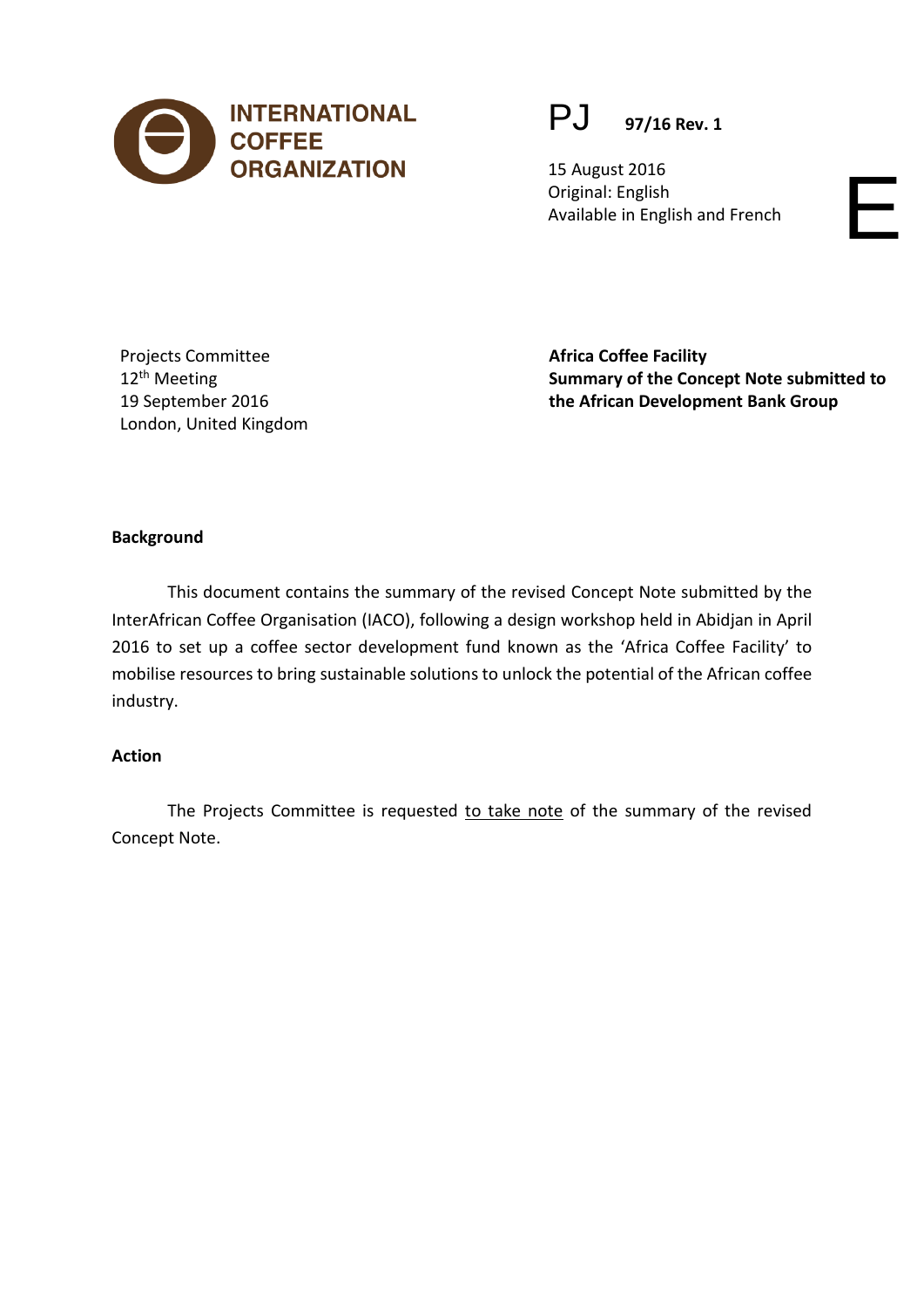INTERNATIONAL COFFEE ORGANIZATION

PJ 97/16 Rev. 1

15 August 2016
Original: English
Available in English and French

E

Projects Committee
12th Meeting
19 September 2016
London, United Kingdom

**Africa Coffee Facility**
**Summary of the Concept Note submitted to the African Development Bank Group**

**Background**

This document contains the summary of the revised Concept Note submitted by the InterAfrican Coffee Organisation (IACO), following a design workshop held in Abidjan in April 2016 to set up a coffee sector development fund known as the 'Africa Coffee Facility' to mobilise resources to bring sustainable solutions to unlock the potential of the African coffee industry.

**Action**

The Projects Committee is requested to take note of the summary of the revised Concept Note.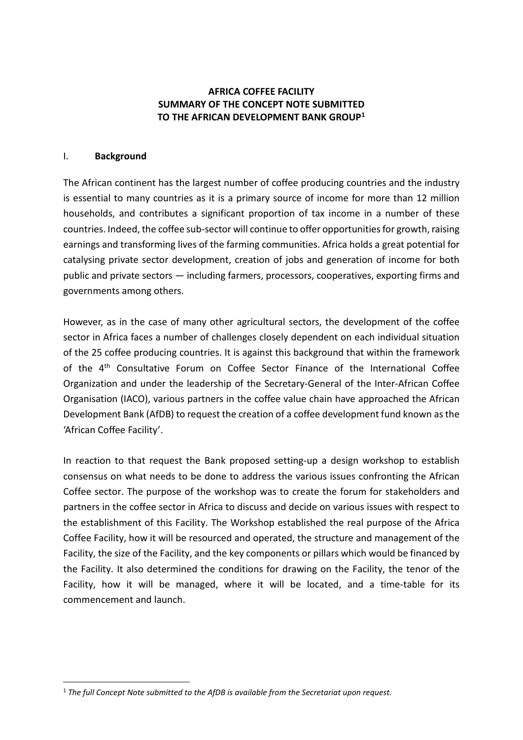**AFRICA COFFEE FACILITY**
**SUMMARY OF THE CONCEPT NOTE SUBMITTED**
**TO THE AFRICAN DEVELOPMENT BANK GROUP[1]**

## I. Background

The African continent has the largest number of coffee producing countries and the industry is essential to many countries as it is a primary source of income for more than 12 million households, and contributes a significant proportion of tax income in a number of these countries. Indeed, the coffee sub-sector will continue to offer opportunities for growth, raising earnings and transforming lives of the farming communities. Africa holds a great potential for catalysing private sector development, creation of jobs and generation of income for both public and private sectors — including farmers, processors, cooperatives, exporting firms and governments among others.

However, as in the case of many other agricultural sectors, the development of the coffee sector in Africa faces a number of challenges closely dependent on each individual situation of the 25 coffee producing countries. It is against this background that within the framework of the 4th Consultative Forum on Coffee Sector Finance of the International Coffee Organization and under the leadership of the Secretary-General of the Inter-African Coffee Organisation (IACO), various partners in the coffee value chain have approached the African Development Bank (AfDB) to request the creation of a coffee development fund known as the 'African Coffee Facility'.

In reaction to that request the Bank proposed setting-up a design workshop to establish consensus on what needs to be done to address the various issues confronting the African Coffee sector. The purpose of the workshop was to create the forum for stakeholders and partners in the coffee sector in Africa to discuss and decide on various issues with respect to the establishment of this Facility. The Workshop established the real purpose of the Africa Coffee Facility, how it will be resourced and operated, the structure and management of the Facility, the size of the Facility, and the key components or pillars which would be financed by the Facility. It also determined the conditions for drawing on the Facility, the tenor of the Facility, how it will be managed, where it will be located, and a time-table for its commencement and launch.

---

[1] *The full Concept Note submitted to the AfDB is available from the Secretariat upon request.*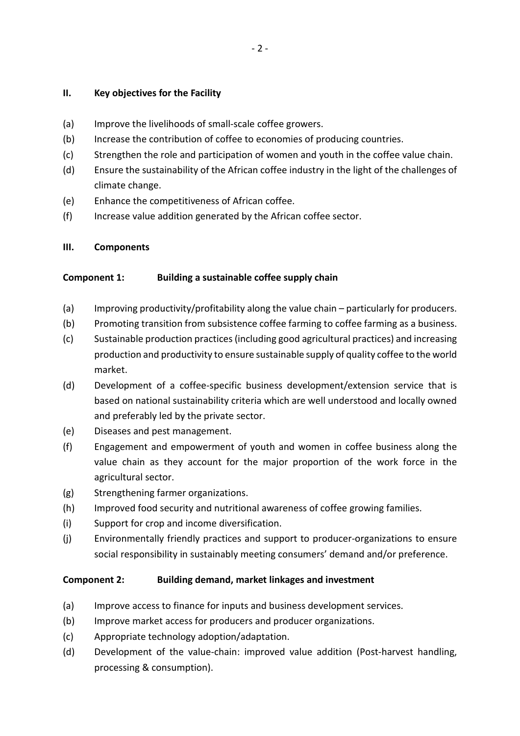## II. Key objectives for the Facility

(a) Improve the livelihoods of small-scale coffee growers.

(b) Increase the contribution of coffee to economies of producing countries.

(c) Strengthen the role and participation of women and youth in the coffee value chain.

(d) Ensure the sustainability of the African coffee industry in the light of the challenges of climate change.

(e) Enhance the competitiveness of African coffee.

(f) Increase value addition generated by the African coffee sector.

## III. Components

### Component 1: Building a sustainable coffee supply chain

(a) Improving productivity/profitability along the value chain – particularly for producers.

(b) Promoting transition from subsistence coffee farming to coffee farming as a business.

(c) Sustainable production practices (including good agricultural practices) and increasing production and productivity to ensure sustainable supply of quality coffee to the world market.

(d) Development of a coffee-specific business development/extension service that is based on national sustainability criteria which are well understood and locally owned and preferably led by the private sector.

(e) Diseases and pest management.

(f) Engagement and empowerment of youth and women in coffee business along the value chain as they account for the major proportion of the work force in the agricultural sector.

(g) Strengthening farmer organizations.

(h) Improved food security and nutritional awareness of coffee growing families.

(i) Support for crop and income diversification.

(j) Environmentally friendly practices and support to producer-organizations to ensure social responsibility in sustainably meeting consumers' demand and/or preference.

### Component 2: Building demand, market linkages and investment

(a) Improve access to finance for inputs and business development services.

(b) Improve market access for producers and producer organizations.

(c) Appropriate technology adoption/adaptation.

(d) Development of the value-chain: improved value addition (Post-harvest handling, processing & consumption).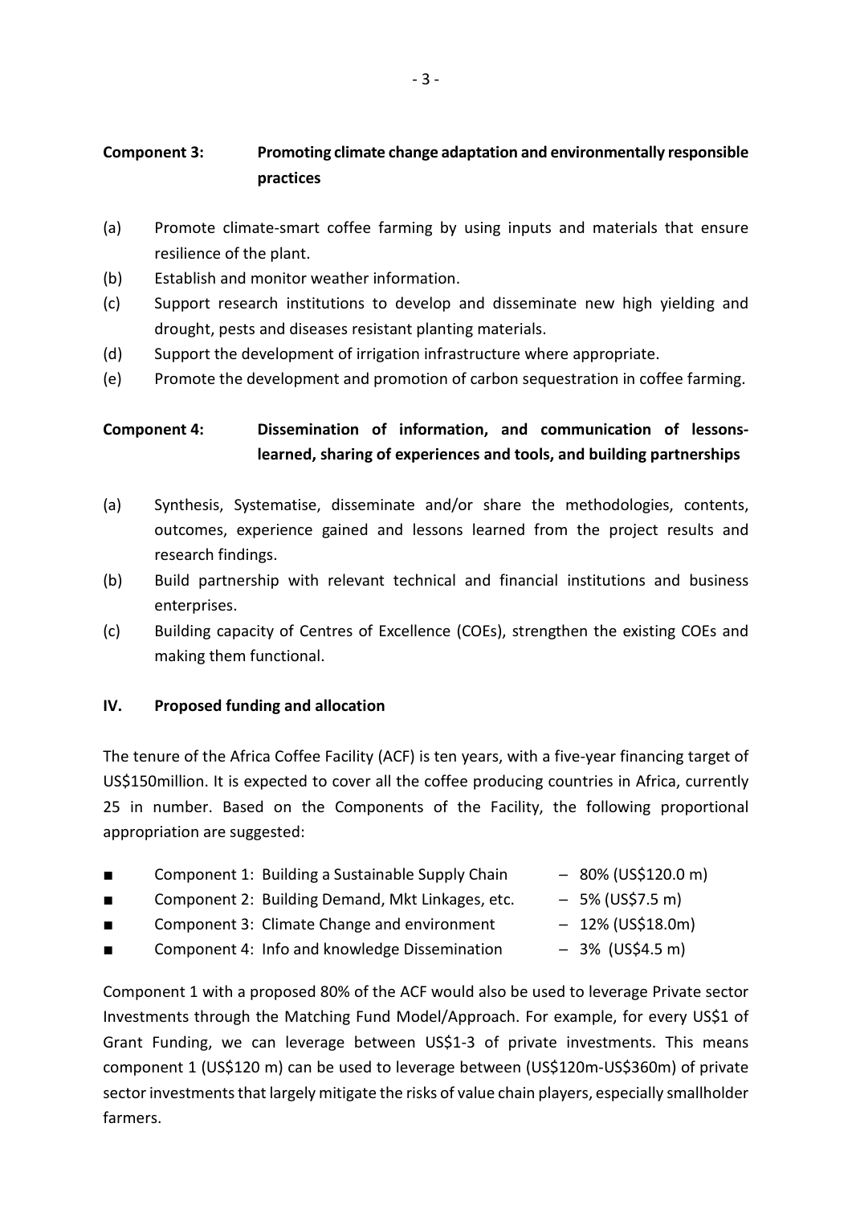**Component 3: Promoting climate change adaptation and environmentally responsible practices**

(a) Promote climate-smart coffee farming by using inputs and materials that ensure resilience of the plant.

(b) Establish and monitor weather information.

(c) Support research institutions to develop and disseminate new high yielding and drought, pests and diseases resistant planting materials.

(d) Support the development of irrigation infrastructure where appropriate.

(e) Promote the development and promotion of carbon sequestration in coffee farming.

**Component 4: Dissemination of information, and communication of lessons-learned, sharing of experiences and tools, and building partnerships**

(a) Synthesis, Systematise, disseminate and/or share the methodologies, contents, outcomes, experience gained and lessons learned from the project results and research findings.

(b) Build partnership with relevant technical and financial institutions and business enterprises.

(c) Building capacity of Centres of Excellence (COEs), strengthen the existing COEs and making them functional.

## IV. Proposed funding and allocation

The tenure of the Africa Coffee Facility (ACF) is ten years, with a five-year financing target of US$150million. It is expected to cover all the coffee producing countries in Africa, currently 25 in number. Based on the Components of the Facility, the following proportional appropriation are suggested:

- Component 1: Building a Sustainable Supply Chain – 80% (US$120.0 m)
- Component 2: Building Demand, Mkt Linkages, etc. – 5% (US$7.5 m)
- Component 3: Climate Change and environment – 12% (US$18.0m)
- Component 4: Info and knowledge Dissemination – 3% (US$4.5 m)

Component 1 with a proposed 80% of the ACF would also be used to leverage Private sector Investments through the Matching Fund Model/Approach. For example, for every US$1 of Grant Funding, we can leverage between US$1-3 of private investments. This means component 1 (US$120 m) can be used to leverage between (US$120m-US$360m) of private sector investments that largely mitigate the risks of value chain players, especially smallholder farmers.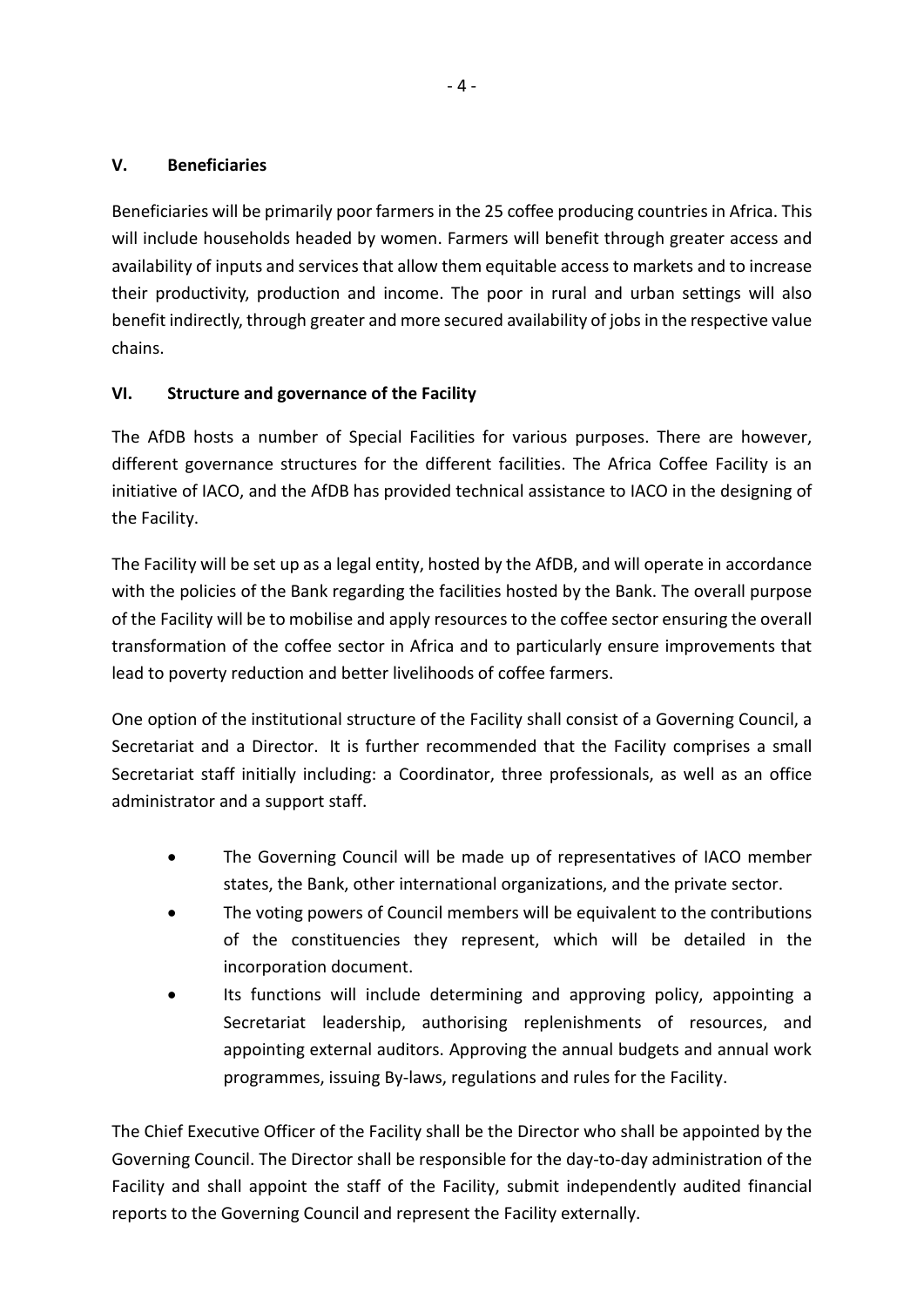## V. Beneficiaries

Beneficiaries will be primarily poor farmers in the 25 coffee producing countries in Africa. This will include households headed by women. Farmers will benefit through greater access and availability of inputs and services that allow them equitable access to markets and to increase their productivity, production and income. The poor in rural and urban settings will also benefit indirectly, through greater and more secured availability of jobs in the respective value chains.

## VI. Structure and governance of the Facility

The AfDB hosts a number of Special Facilities for various purposes. There are however, different governance structures for the different facilities. The Africa Coffee Facility is an initiative of IACO, and the AfDB has provided technical assistance to IACO in the designing of the Facility.

The Facility will be set up as a legal entity, hosted by the AfDB, and will operate in accordance with the policies of the Bank regarding the facilities hosted by the Bank. The overall purpose of the Facility will be to mobilise and apply resources to the coffee sector ensuring the overall transformation of the coffee sector in Africa and to particularly ensure improvements that lead to poverty reduction and better livelihoods of coffee farmers.

One option of the institutional structure of the Facility shall consist of a Governing Council, a Secretariat and a Director. It is further recommended that the Facility comprises a small Secretariat staff initially including: a Coordinator, three professionals, as well as an office administrator and a support staff.

- The Governing Council will be made up of representatives of IACO member states, the Bank, other international organizations, and the private sector.
- The voting powers of Council members will be equivalent to the contributions of the constituencies they represent, which will be detailed in the incorporation document.
- Its functions will include determining and approving policy, appointing a Secretariat leadership, authorising replenishments of resources, and appointing external auditors. Approving the annual budgets and annual work programmes, issuing By-laws, regulations and rules for the Facility.

The Chief Executive Officer of the Facility shall be the Director who shall be appointed by the Governing Council. The Director shall be responsible for the day-to-day administration of the Facility and shall appoint the staff of the Facility, submit independently audited financial reports to the Governing Council and represent the Facility externally.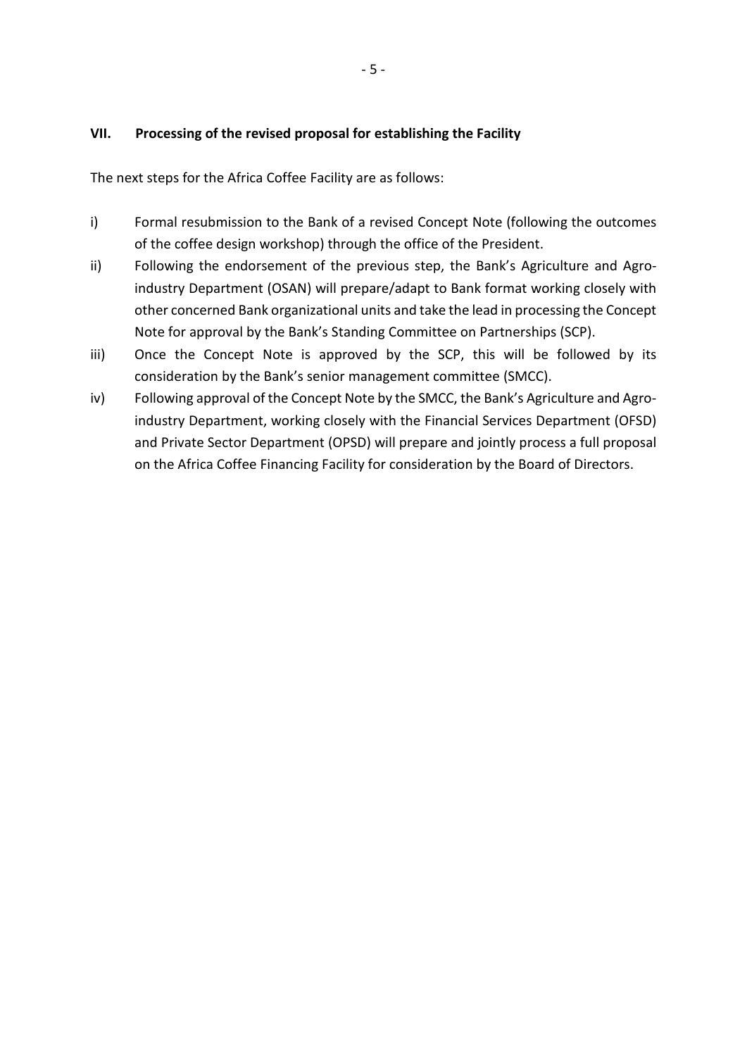## VII. Processing of the revised proposal for establishing the Facility

The next steps for the Africa Coffee Facility are as follows:

i) Formal resubmission to the Bank of a revised Concept Note (following the outcomes of the coffee design workshop) through the office of the President.

ii) Following the endorsement of the previous step, the Bank's Agriculture and Agro-industry Department (OSAN) will prepare/adapt to Bank format working closely with other concerned Bank organizational units and take the lead in processing the Concept Note for approval by the Bank's Standing Committee on Partnerships (SCP).

iii) Once the Concept Note is approved by the SCP, this will be followed by its consideration by the Bank's senior management committee (SMCC).

iv) Following approval of the Concept Note by the SMCC, the Bank's Agriculture and Agro-industry Department, working closely with the Financial Services Department (OFSD) and Private Sector Department (OPSD) will prepare and jointly process a full proposal on the Africa Coffee Financing Facility for consideration by the Board of Directors.